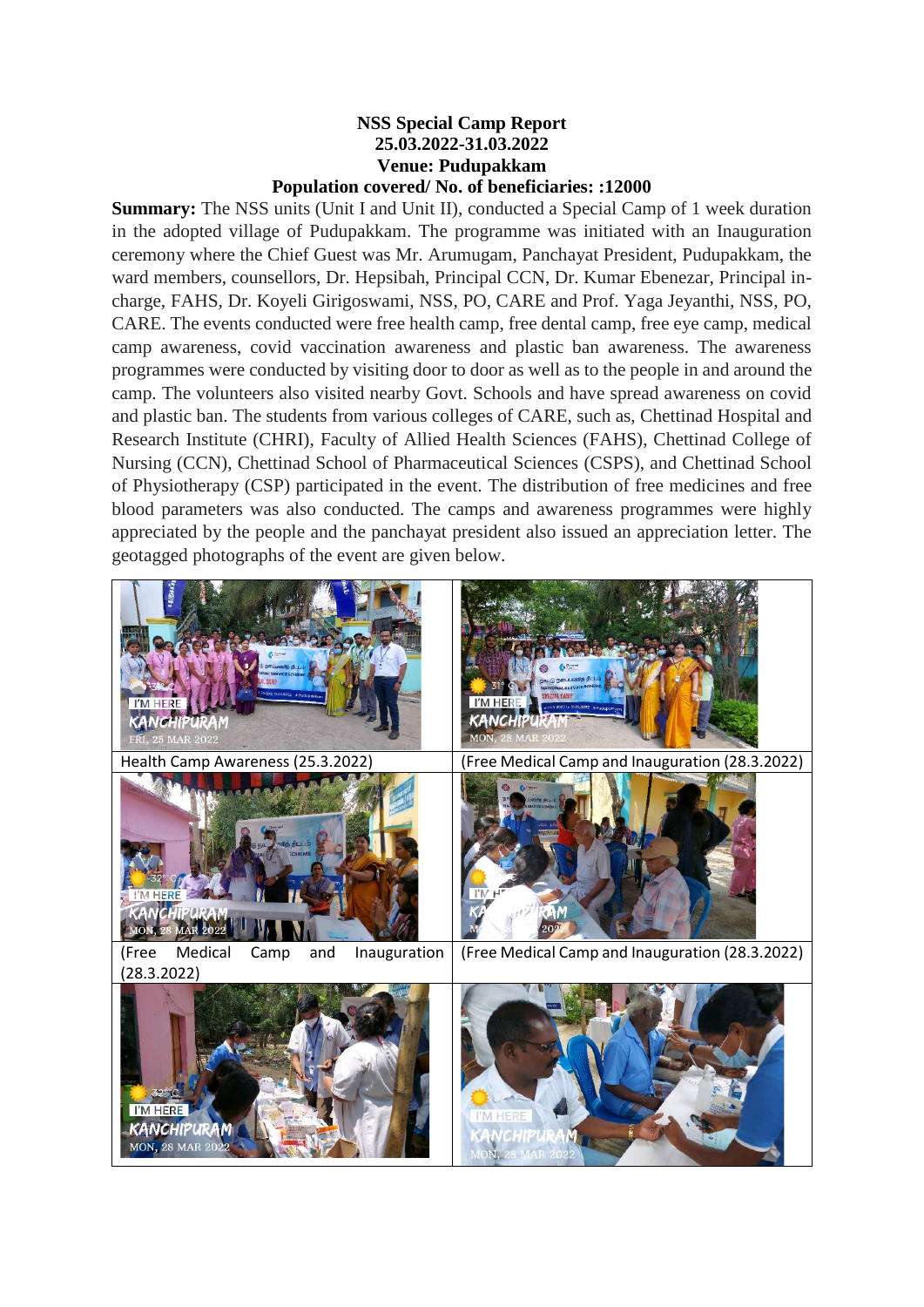**NSS Special Camp Report**
**25.03.2022-31.03.2022**
**Venue: Pudupakkam**
**Population covered/ No. of beneficiaries: :12000**

**Summary:** The NSS units (Unit I and Unit II), conducted a Special Camp of 1 week duration in the adopted village of Pudupakkam. The programme was initiated with an Inauguration ceremony where the Chief Guest was Mr. Arumugam, Panchayat President, Pudupakkam, the ward members, counsellors, Dr. Hepsibah, Principal CCN, Dr. Kumar Ebenezar, Principal in-charge, FAHS, Dr. Koyeli Girigoswami, NSS, PO, CARE and Prof. Yaga Jeyanthi, NSS, PO, CARE. The events conducted were free health camp, free dental camp, free eye camp, medical camp awareness, covid vaccination awareness and plastic ban awareness. The awareness programmes were conducted by visiting door to door as well as to the people in and around the camp. The volunteers also visited nearby Govt. Schools and have spread awareness on covid and plastic ban. The students from various colleges of CARE, such as, Chettinad Hospital and Research Institute (CHRI), Faculty of Allied Health Sciences (FAHS), Chettinad College of Nursing (CCN), Chettinad School of Pharmaceutical Sciences (CSPS), and Chettinad School of Physiotherapy (CSP) participated in the event. The distribution of free medicines and free blood parameters was also conducted. The camps and awareness programmes were highly appreciated by the people and the panchayat president also issued an appreciation letter. The geotagged photographs of the event are given below.

| | |
|---|---|
| Health Camp Awareness (25.3.2022) | (Free Medical Camp and Inauguration (28.3.2022) |
| (Free Medical Camp and Inauguration (28.3.2022) | (Free Medical Camp and Inauguration (28.3.2022) |
| | |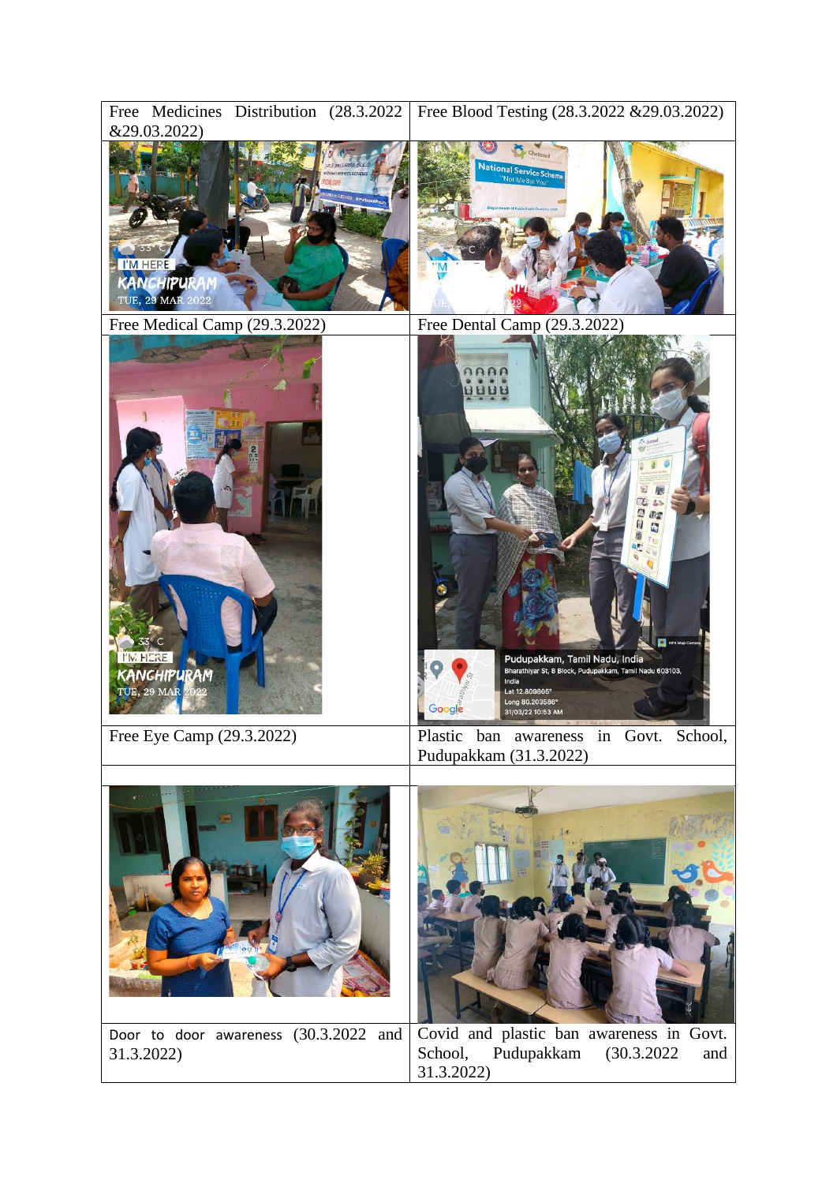| | |
|---|---|
| Free Medicines Distribution (28.3.2022 &29.03.2022) | Free Blood Testing (28.3.2022 &29.03.2022) |
| Free Medical Camp (29.3.2022) | Free Dental Camp (29.3.2022) |
| Free Eye Camp (29.3.2022) | Plastic ban awareness in Govt. School, Pudupakkam (31.3.2022) |
| Door to door awareness (30.3.2022 and 31.3.2022) | Covid and plastic ban awareness in Govt. School, Pudupakkam (30.3.2022 and 31.3.2022) |